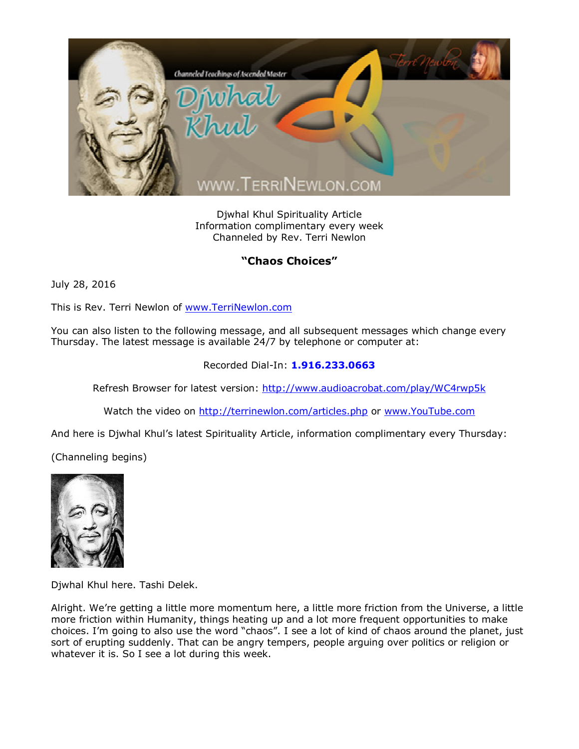Djwhal Khul Spirituality Article
Information complimentary every week
Channeled by Rev. Terri Newlon

## "Chaos Choices"

July 28, 2016

This is Rev. Terri Newlon of www.TerriNewlon.com

You can also listen to the following message, and all subsequent messages which change every Thursday. The latest message is available 24/7 by telephone or computer at:

Recorded Dial-In: **1.916.233.0663**

Refresh Browser for latest version: http://www.audioacrobat.com/play/WC4rwp5k

Watch the video on http://terrinewlon.com/articles.php or www.YouTube.com

And here is Djwhal Khul's latest Spirituality Article, information complimentary every Thursday:

(Channeling begins)

Djwhal Khul here. Tashi Delek.

Alright. We're getting a little more momentum here, a little more friction from the Universe, a little more friction within Humanity, things heating up and a lot more frequent opportunities to make choices. I'm going to also use the word "chaos". I see a lot of kind of chaos around the planet, just sort of erupting suddenly. That can be angry tempers, people arguing over politics or religion or whatever it is. So I see a lot during this week.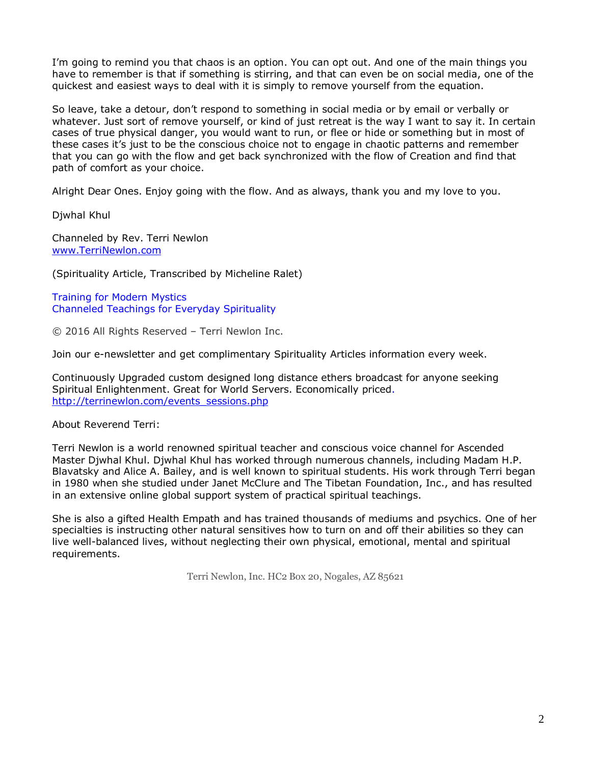I'm going to remind you that chaos is an option. You can opt out. And one of the main things you have to remember is that if something is stirring, and that can even be on social media, one of the quickest and easiest ways to deal with it is simply to remove yourself from the equation.

So leave, take a detour, don't respond to something in social media or by email or verbally or whatever. Just sort of remove yourself, or kind of just retreat is the way I want to say it. In certain cases of true physical danger, you would want to run, or flee or hide or something but in most of these cases it's just to be the conscious choice not to engage in chaotic patterns and remember that you can go with the flow and get back synchronized with the flow of Creation and find that path of comfort as your choice.

Alright Dear Ones. Enjoy going with the flow. And as always, thank you and my love to you.

Djwhal Khul

Channeled by Rev. Terri Newlon
www.TerriNewlon.com

(Spirituality Article, Transcribed by Micheline Ralet)

Training for Modern Mystics
Channeled Teachings for Everyday Spirituality

© 2016 All Rights Reserved – Terri Newlon Inc.

Join our e-newsletter and get complimentary Spirituality Articles information every week.

Continuously Upgraded custom designed long distance ethers broadcast for anyone seeking Spiritual Enlightenment. Great for World Servers. Economically priced.
http://terrinewlon.com/events_sessions.php

About Reverend Terri:

Terri Newlon is a world renowned spiritual teacher and conscious voice channel for Ascended Master Djwhal Khul. Djwhal Khul has worked through numerous channels, including Madam H.P. Blavatsky and Alice A. Bailey, and is well known to spiritual students. His work through Terri began in 1980 when she studied under Janet McClure and The Tibetan Foundation, Inc., and has resulted in an extensive online global support system of practical spiritual teachings.

She is also a gifted Health Empath and has trained thousands of mediums and psychics. One of her specialties is instructing other natural sensitives how to turn on and off their abilities so they can live well-balanced lives, without neglecting their own physical, emotional, mental and spiritual requirements.

Terri Newlon, Inc. HC2 Box 20, Nogales, AZ 85621